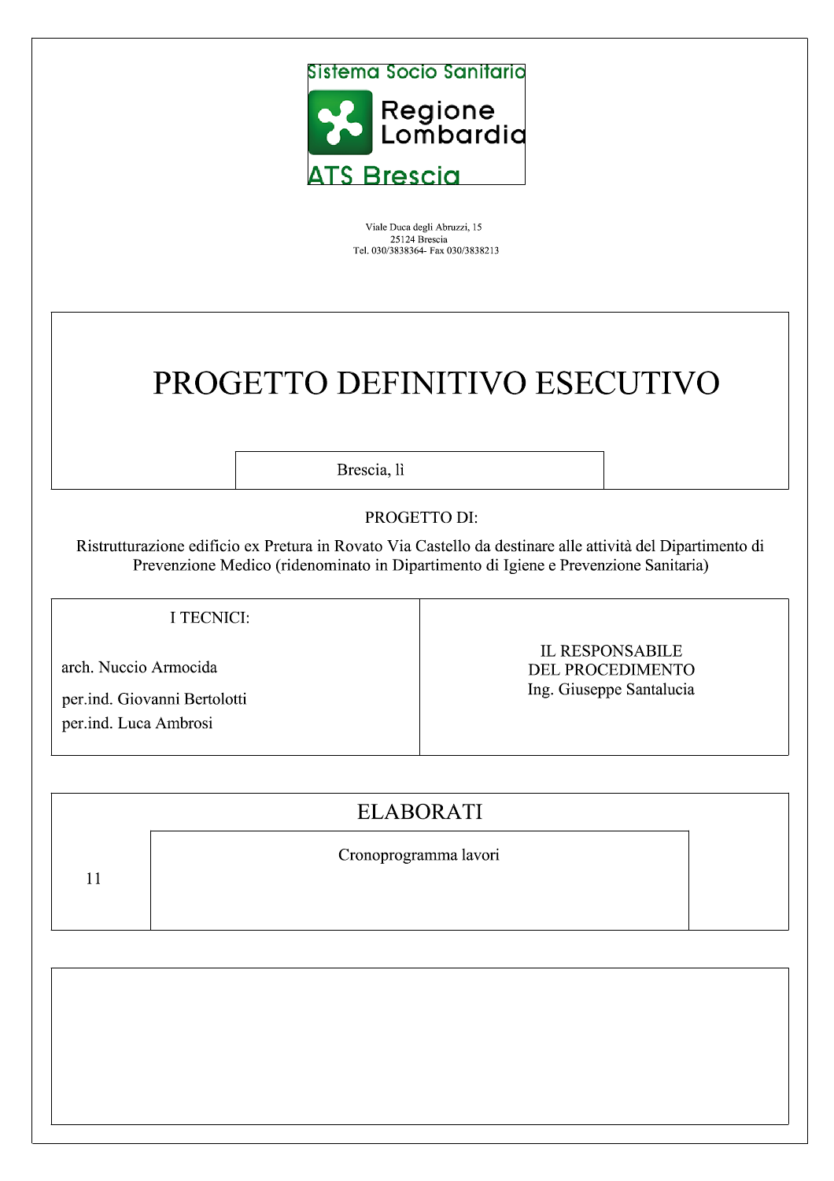Sistema Socio Sanitario

Regione Lombardia

ATS Brescia

Viale Duca degli Abruzzi, 15
25124 Brescia
Tel. 030/3838364- Fax 030/3838213

# PROGETTO DEFINITIVO ESECUTIVO

Brescia, lì

PROGETTO DI:

Ristrutturazione edificio ex Pretura in Rovato Via Castello da destinare alle attività del Dipartimento di Prevenzione Medico (ridenominato in Dipartimento di Igiene e Prevenzione Sanitaria)

| I TECNICI: | IL RESPONSABILE DEL PROCEDIMENTO |
|---|---|
| arch. Nuccio Armocida<br>per.ind. Giovanni Bertolotti<br>per.ind. Luca Ambrosi | Ing. Giuseppe Santalucia |

## ELABORATI

| 11 | Cronoprogramma lavori |
|---|---|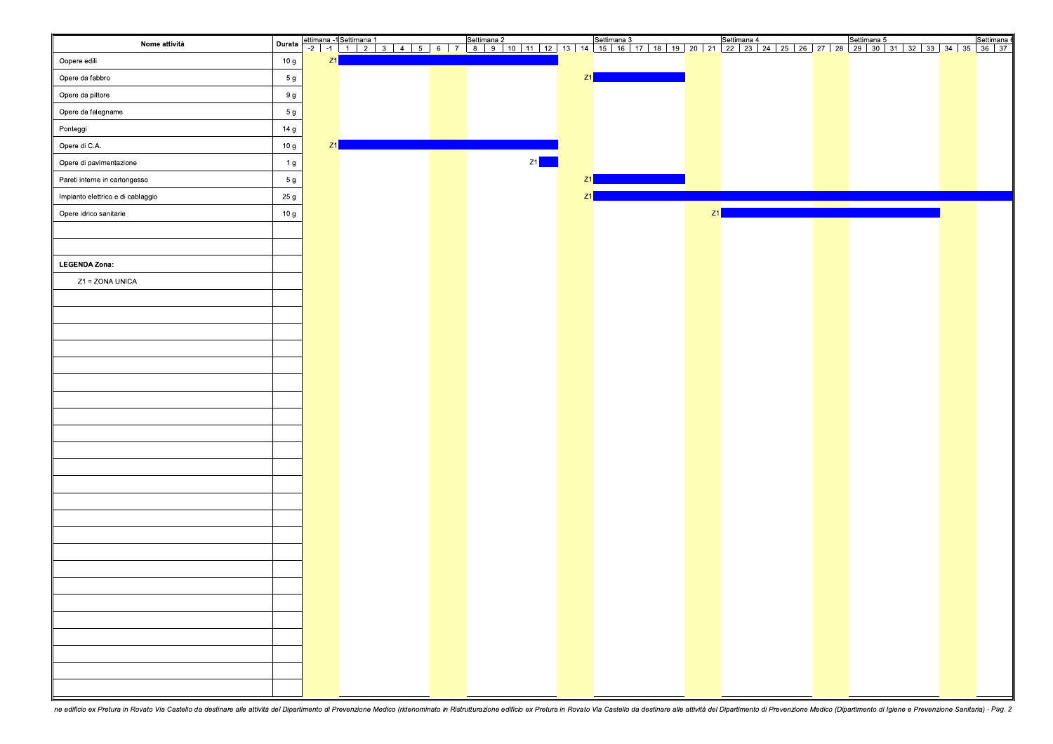| Nome attività | Durata |
|---|---|
| Oopere edili | 10 g |
| Opere da fabbro | 5 g |
| Opere da pittore | 9 g |
| Opere da falegname | 5 g |
| Ponteggi | 14 g |
| Opere di C.A. | 10 g |
| Opere di pavimentazione | 1 g |
| Pareti interne in cartongesso | 5 g |
| Impianto elettrico e di cablaggio | 25 g |
| Opere idrico sanitarie | 10 g |

Settimane: ettimana -1 (-2, -1); Settimana 1 (1–7); Settimana 2 (8–14); Settimana 3 (15–21); Settimana 4 (22–28); Settimana 5 (29–35); Settimana 6 (36, 37)

- Oopere edili: Z1, giorni 1–12
- Opere da fabbro: Z1, giorni 15–19
- Opere di C.A.: Z1, giorni 1–12
- Opere di pavimentazione: Z1, giorno 12
- Pareti interne in cartongesso: Z1, giorni 15–19
- Impianto elettrico e di cablaggio: Z1, dal giorno 15 oltre il giorno 37
- Opere idrico sanitarie: Z1, giorni 22–33

**LEGENDA Zona:**

Z1 = ZONA UNICA

*ne edificio ex Pretura in Rovato Via Castello da destinare alle attività del Dipartimento di Prevenzione Medico (ridenominato in Ristrutturazione edificio ex Pretura in Rovato Via Castello da destinare alle attività del Dipartimento di Prevenzione Medico (Dipartimento di Igiene e Prevenzione Sanitaria)*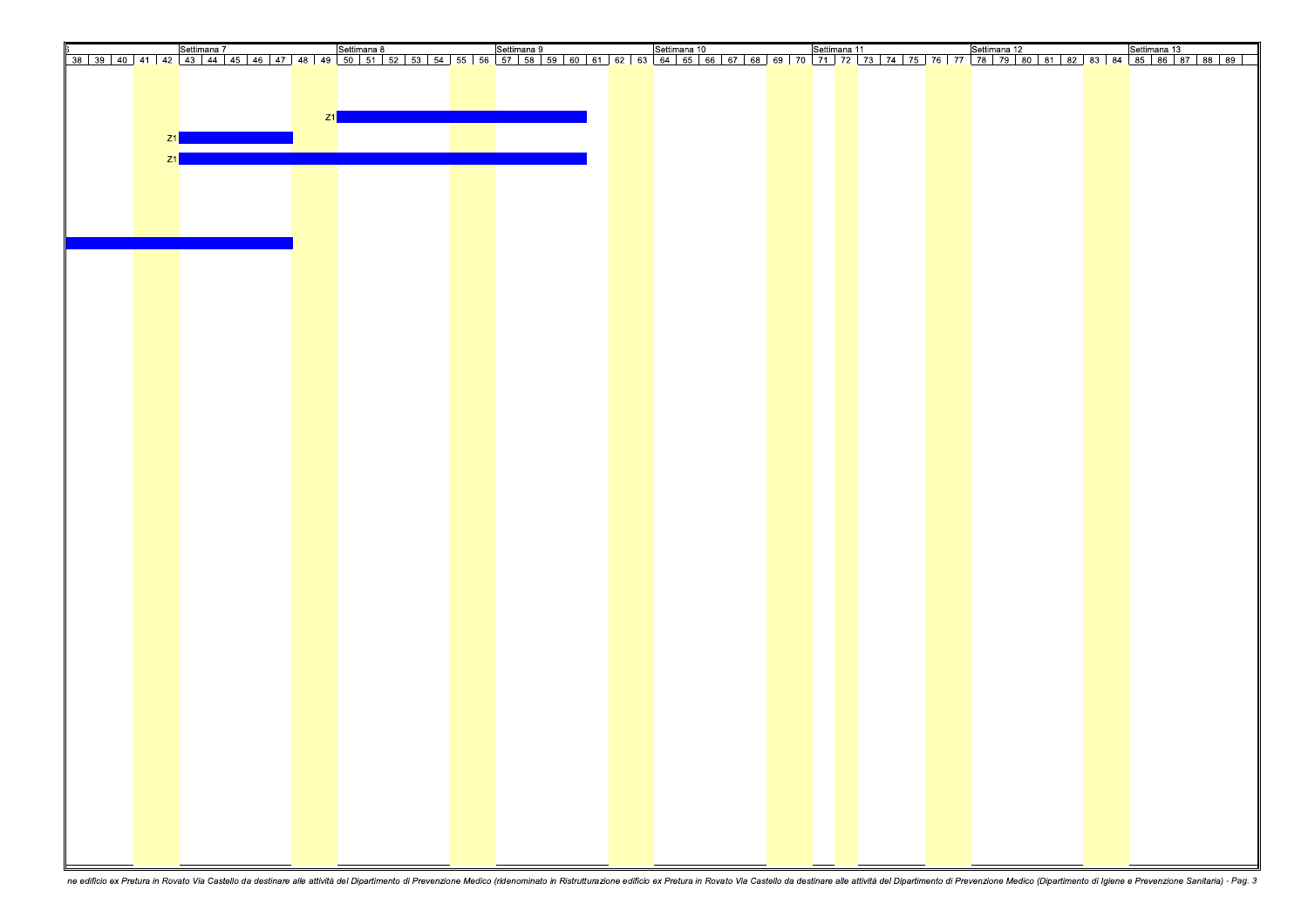6 | Settimana 7 | Settimana 8 | Settimana 9 | Settimana 10 | Settimana 11 | Settimana 12 | Settimana 13

38 39 40 41 42 43 44 45 46 47 48 49 50 51 52 53 54 55 56 57 58 59 60 61 62 63 64 65 66 67 68 69 70 71 72 73 74 75 76 77 78 79 80 81 82 83 84 85 86 87 88 89

Z1

Z1

Z1